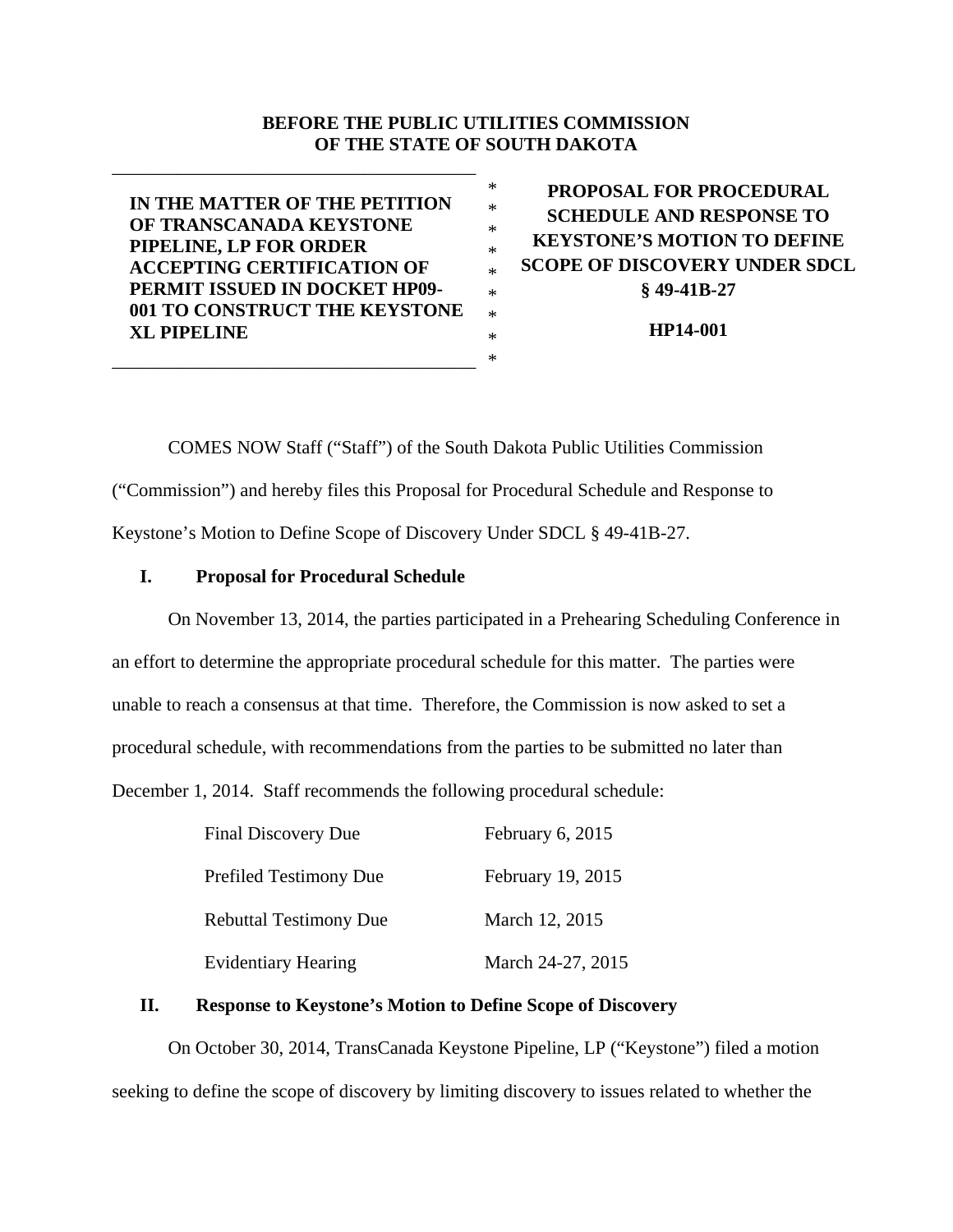**BEFORE THE PUBLIC UTILITIES COMMISSION**
**OF THE STATE OF SOUTH DAKOTA**

| | |
|---|---|
| **IN THE MATTER OF THE PETITION OF TRANSCANADA KEYSTONE PIPELINE, LP FOR ORDER ACCEPTING CERTIFICATION OF PERMIT ISSUED IN DOCKET HP09-001 TO CONSTRUCT THE KEYSTONE XL PIPELINE** | **PROPOSAL FOR PROCEDURAL SCHEDULE AND RESPONSE TO KEYSTONE'S MOTION TO DEFINE SCOPE OF DISCOVERY UNDER SDCL § 49-41B-27**<br><br>**HP14-001** |

COMES NOW Staff ("Staff") of the South Dakota Public Utilities Commission ("Commission") and hereby files this Proposal for Procedural Schedule and Response to Keystone's Motion to Define Scope of Discovery Under SDCL § 49-41B-27.

## I. Proposal for Procedural Schedule

On November 13, 2014, the parties participated in a Prehearing Scheduling Conference in an effort to determine the appropriate procedural schedule for this matter. The parties were unable to reach a consensus at that time. Therefore, the Commission is now asked to set a procedural schedule, with recommendations from the parties to be submitted no later than December 1, 2014. Staff recommends the following procedural schedule:

| | |
|---|---|
| Final Discovery Due | February 6, 2015 |
| Prefiled Testimony Due | February 19, 2015 |
| Rebuttal Testimony Due | March 12, 2015 |
| Evidentiary Hearing | March 24-27, 2015 |

## II. Response to Keystone's Motion to Define Scope of Discovery

On October 30, 2014, TransCanada Keystone Pipeline, LP ("Keystone") filed a motion seeking to define the scope of discovery by limiting discovery to issues related to whether the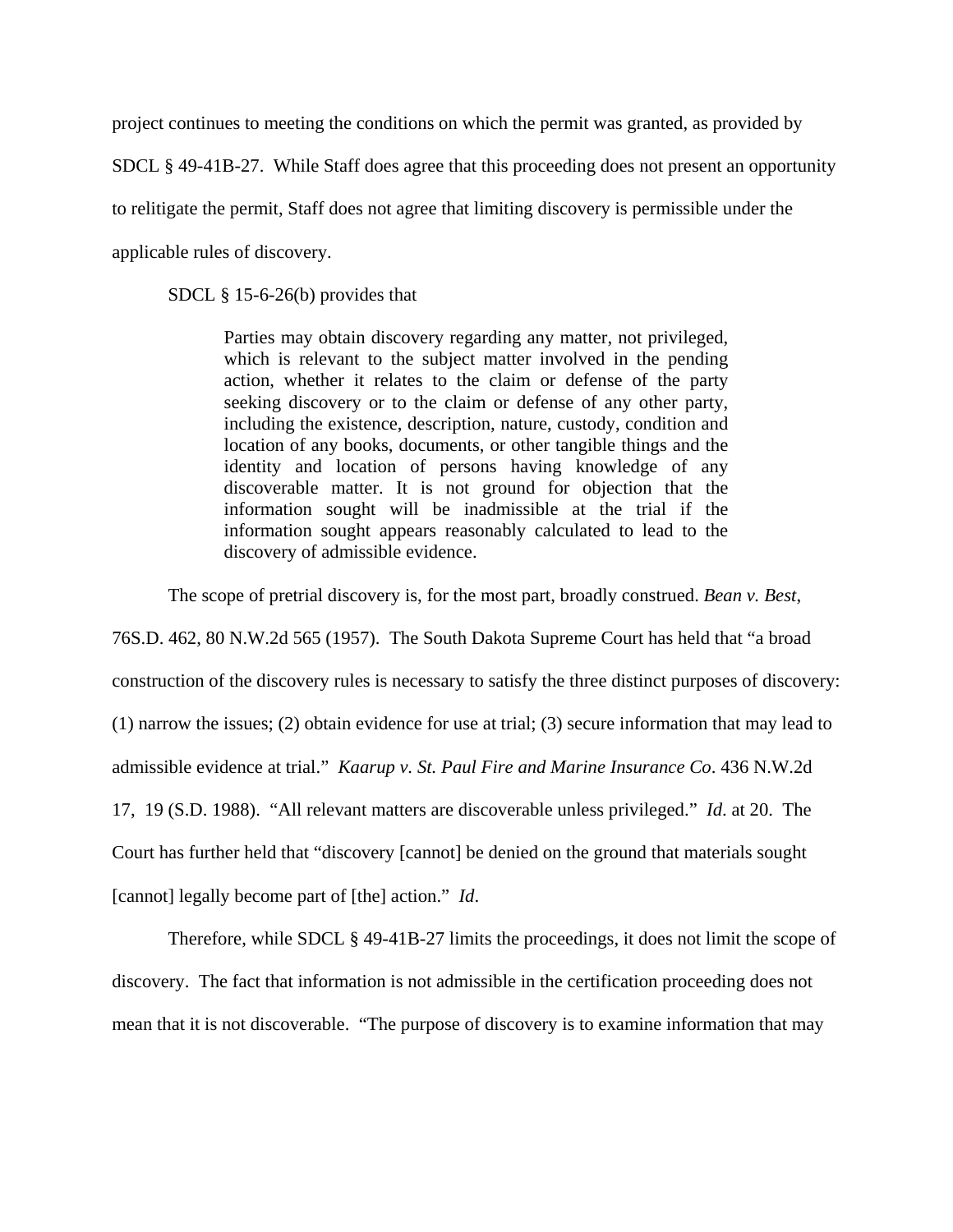project continues to meeting the conditions on which the permit was granted, as provided by SDCL § 49-41B-27. While Staff does agree that this proceeding does not present an opportunity to relitigate the permit, Staff does not agree that limiting discovery is permissible under the applicable rules of discovery.

SDCL § 15-6-26(b) provides that

> Parties may obtain discovery regarding any matter, not privileged, which is relevant to the subject matter involved in the pending action, whether it relates to the claim or defense of the party seeking discovery or to the claim or defense of any other party, including the existence, description, nature, custody, condition and location of any books, documents, or other tangible things and the identity and location of persons having knowledge of any discoverable matter. It is not ground for objection that the information sought will be inadmissible at the trial if the information sought appears reasonably calculated to lead to the discovery of admissible evidence.

The scope of pretrial discovery is, for the most part, broadly construed. *Bean v. Best*, 76S.D. 462, 80 N.W.2d 565 (1957). The South Dakota Supreme Court has held that "a broad construction of the discovery rules is necessary to satisfy the three distinct purposes of discovery: (1) narrow the issues; (2) obtain evidence for use at trial; (3) secure information that may lead to admissible evidence at trial." *Kaarup v. St. Paul Fire and Marine Insurance Co*. 436 N.W.2d 17, 19 (S.D. 1988). "All relevant matters are discoverable unless privileged." *Id*. at 20. The Court has further held that "discovery [cannot] be denied on the ground that materials sought [cannot] legally become part of [the] action." *Id*.

Therefore, while SDCL § 49-41B-27 limits the proceedings, it does not limit the scope of discovery. The fact that information is not admissible in the certification proceeding does not mean that it is not discoverable. "The purpose of discovery is to examine information that may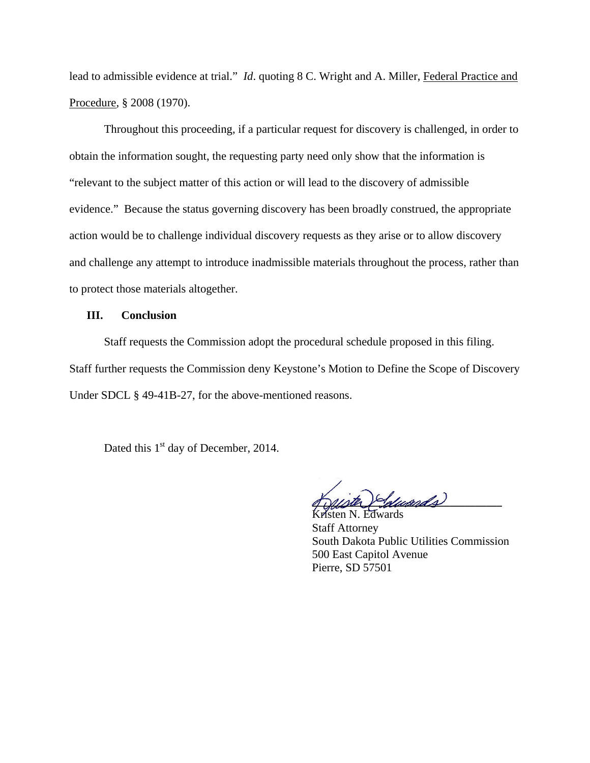lead to admissible evidence at trial." *Id*. quoting 8 C. Wright and A. Miller, Federal Practice and Procedure, § 2008 (1970).

Throughout this proceeding, if a particular request for discovery is challenged, in order to obtain the information sought, the requesting party need only show that the information is "relevant to the subject matter of this action or will lead to the discovery of admissible evidence." Because the status governing discovery has been broadly construed, the appropriate action would be to challenge individual discovery requests as they arise or to allow discovery and challenge any attempt to introduce inadmissible materials throughout the process, rather than to protect those materials altogether.

**III. Conclusion**

Staff requests the Commission adopt the procedural schedule proposed in this filing. Staff further requests the Commission deny Keystone's Motion to Define the Scope of Discovery Under SDCL § 49-41B-27, for the above-mentioned reasons.

Dated this 1st day of December, 2014.

Kristen N. Edwards
Staff Attorney
South Dakota Public Utilities Commission
500 East Capitol Avenue
Pierre, SD 57501